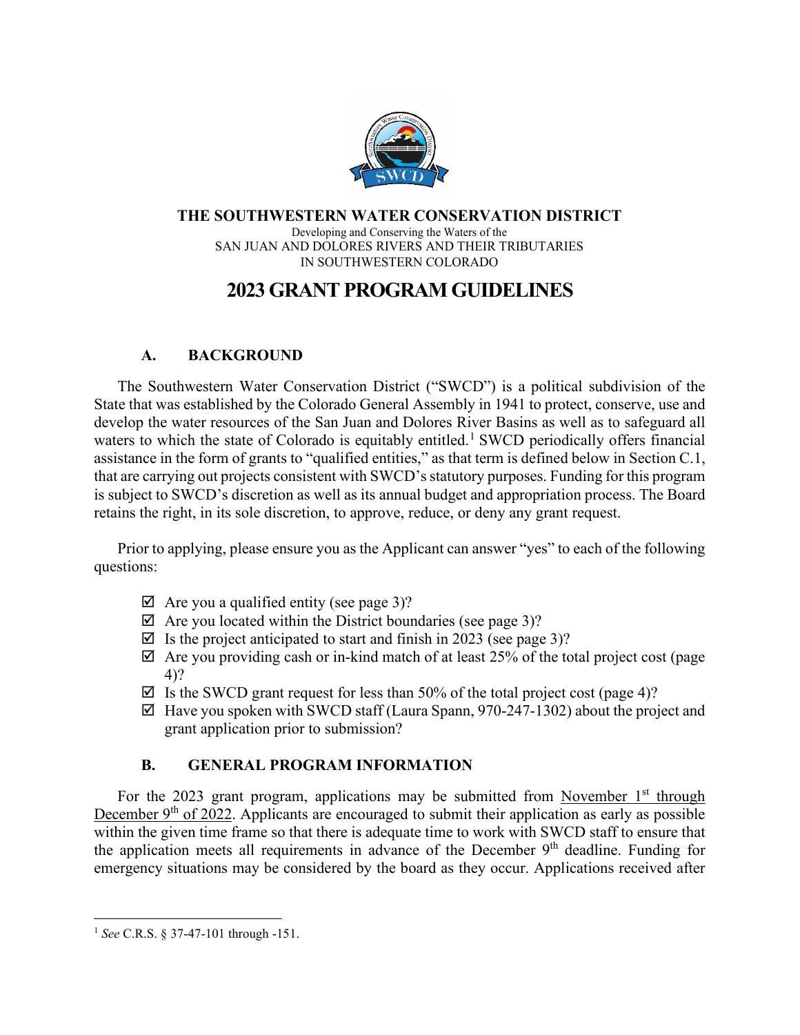**THE SOUTHWESTERN WATER CONSERVATION DISTRICT**

Developing and Conserving the Waters of the
SAN JUAN AND DOLORES RIVERS AND THEIR TRIBUTARIES
IN SOUTHWESTERN COLORADO

# 2023 GRANT PROGRAM GUIDELINES

## A. BACKGROUND

The Southwestern Water Conservation District ("SWCD") is a political subdivision of the State that was established by the Colorado General Assembly in 1941 to protect, conserve, use and develop the water resources of the San Juan and Dolores River Basins as well as to safeguard all waters to which the state of Colorado is equitably entitled.[1] SWCD periodically offers financial assistance in the form of grants to "qualified entities," as that term is defined below in Section C.1, that are carrying out projects consistent with SWCD's statutory purposes. Funding for this program is subject to SWCD's discretion as well as its annual budget and appropriation process. The Board retains the right, in its sole discretion, to approve, reduce, or deny any grant request.

Prior to applying, please ensure you as the Applicant can answer "yes" to each of the following questions:

- ☑ Are you a qualified entity (see page 3)?
- ☑ Are you located within the District boundaries (see page 3)?
- ☑ Is the project anticipated to start and finish in 2023 (see page 3)?
- ☑ Are you providing cash or in-kind match of at least 25% of the total project cost (page 4)?
- ☑ Is the SWCD grant request for less than 50% of the total project cost (page 4)?
- ☑ Have you spoken with SWCD staff (Laura Spann, 970-247-1302) about the project and grant application prior to submission?

## B. GENERAL PROGRAM INFORMATION

For the 2023 grant program, applications may be submitted from <u>November 1st through December 9th of 2022</u>. Applicants are encouraged to submit their application as early as possible within the given time frame so that there is adequate time to work with SWCD staff to ensure that the application meets all requirements in advance of the December 9th deadline. Funding for emergency situations may be considered by the board as they occur. Applications received after

---

[1] *See* C.R.S. § 37-47-101 through -151.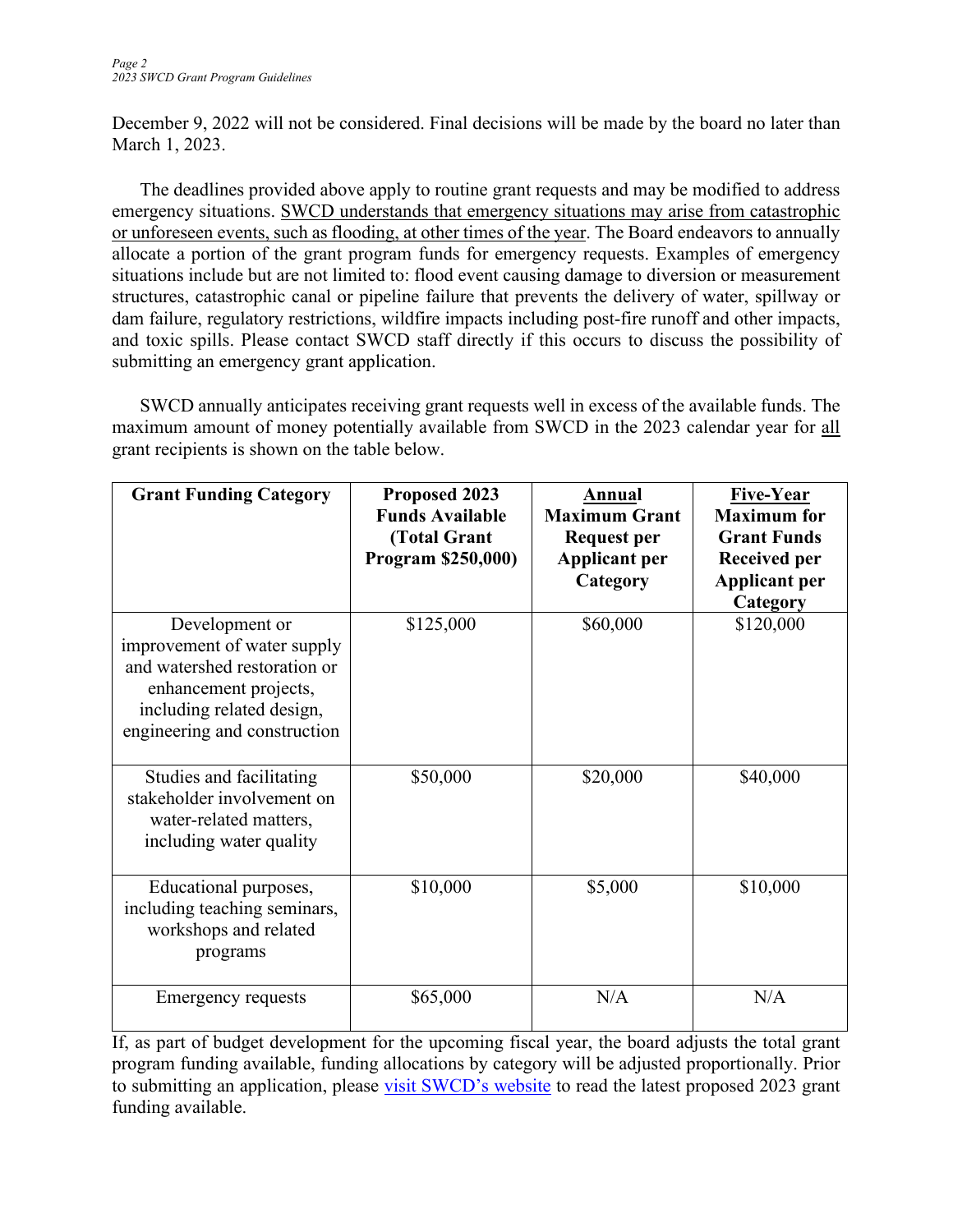December 9, 2022 will not be considered. Final decisions will be made by the board no later than March 1, 2023.

The deadlines provided above apply to routine grant requests and may be modified to address emergency situations. SWCD understands that emergency situations may arise from catastrophic or unforeseen events, such as flooding, at other times of the year. The Board endeavors to annually allocate a portion of the grant program funds for emergency requests. Examples of emergency situations include but are not limited to: flood event causing damage to diversion or measurement structures, catastrophic canal or pipeline failure that prevents the delivery of water, spillway or dam failure, regulatory restrictions, wildfire impacts including post-fire runoff and other impacts, and toxic spills. Please contact SWCD staff directly if this occurs to discuss the possibility of submitting an emergency grant application.

SWCD annually anticipates receiving grant requests well in excess of the available funds. The maximum amount of money potentially available from SWCD in the 2023 calendar year for all grant recipients is shown on the table below.

| Grant Funding Category | Proposed 2023 Funds Available (Total Grant Program $250,000) | Annual Maximum Grant Request per Applicant per Category | Five-Year Maximum for Grant Funds Received per Applicant per Category |
|---|---|---|---|
| Development or improvement of water supply and watershed restoration or enhancement projects, including related design, engineering and construction | $125,000 | $60,000 | $120,000 |
| Studies and facilitating stakeholder involvement on water-related matters, including water quality | $50,000 | $20,000 | $40,000 |
| Educational purposes, including teaching seminars, workshops and related programs | $10,000 | $5,000 | $10,000 |
| Emergency requests | $65,000 | N/A | N/A |

If, as part of budget development for the upcoming fiscal year, the board adjusts the total grant program funding available, funding allocations by category will be adjusted proportionally. Prior to submitting an application, please visit SWCD's website to read the latest proposed 2023 grant funding available.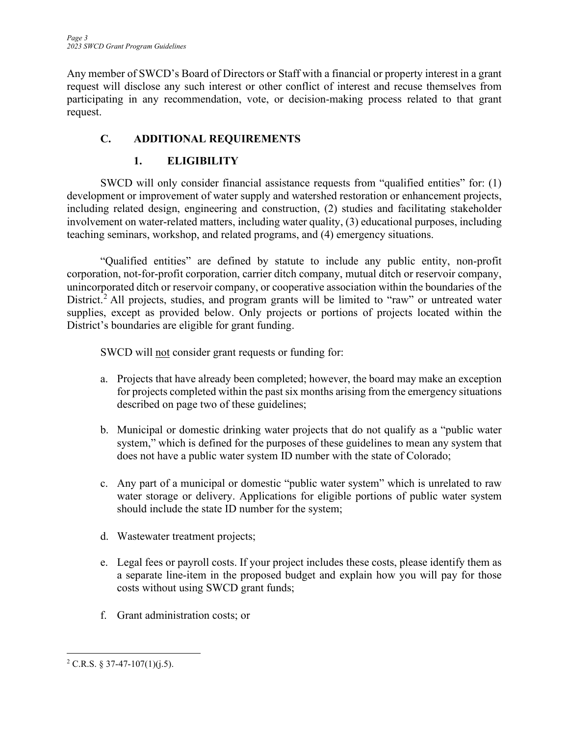Any member of SWCD's Board of Directors or Staff with a financial or property interest in a grant request will disclose any such interest or other conflict of interest and recuse themselves from participating in any recommendation, vote, or decision-making process related to that grant request.

## C. ADDITIONAL REQUIREMENTS

### 1. ELIGIBILITY

SWCD will only consider financial assistance requests from "qualified entities" for: (1) development or improvement of water supply and watershed restoration or enhancement projects, including related design, engineering and construction, (2) studies and facilitating stakeholder involvement on water-related matters, including water quality, (3) educational purposes, including teaching seminars, workshop, and related programs, and (4) emergency situations.

"Qualified entities" are defined by statute to include any public entity, non-profit corporation, not-for-profit corporation, carrier ditch company, mutual ditch or reservoir company, unincorporated ditch or reservoir company, or cooperative association within the boundaries of the District.[2] All projects, studies, and program grants will be limited to "raw" or untreated water supplies, except as provided below. Only projects or portions of projects located within the District's boundaries are eligible for grant funding.

SWCD will <u>not</u> consider grant requests or funding for:

a. Projects that have already been completed; however, the board may make an exception for projects completed within the past six months arising from the emergency situations described on page two of these guidelines;

b. Municipal or domestic drinking water projects that do not qualify as a "public water system," which is defined for the purposes of these guidelines to mean any system that does not have a public water system ID number with the state of Colorado;

c. Any part of a municipal or domestic "public water system" which is unrelated to raw water storage or delivery. Applications for eligible portions of public water system should include the state ID number for the system;

d. Wastewater treatment projects;

e. Legal fees or payroll costs. If your project includes these costs, please identify them as a separate line-item in the proposed budget and explain how you will pay for those costs without using SWCD grant funds;

f. Grant administration costs; or

---

[2] C.R.S. § 37-47-107(1)(j.5).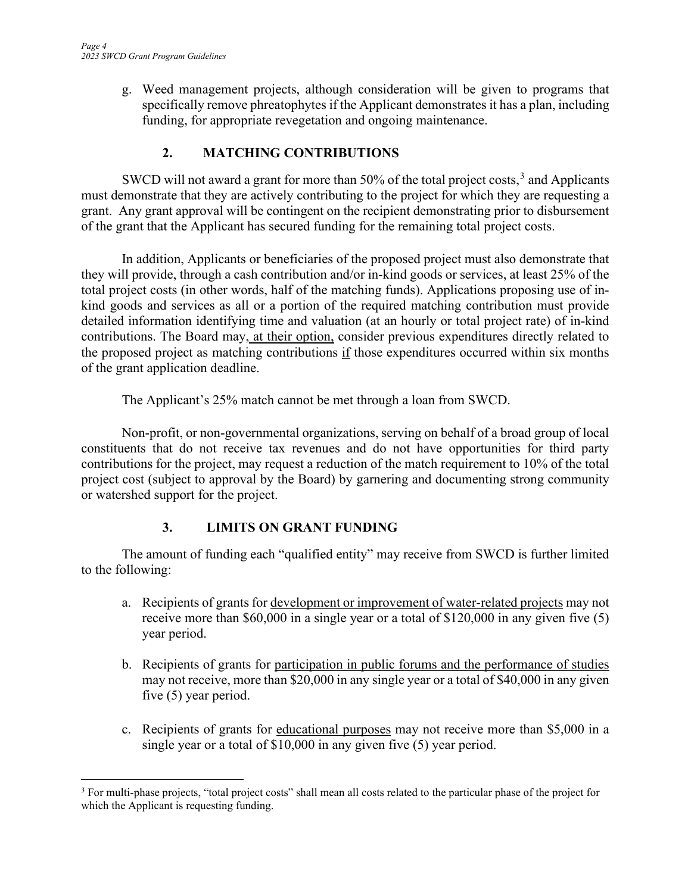g. Weed management projects, although consideration will be given to programs that specifically remove phreatophytes if the Applicant demonstrates it has a plan, including funding, for appropriate revegetation and ongoing maintenance.

## 2. MATCHING CONTRIBUTIONS

SWCD will not award a grant for more than 50% of the total project costs,[3] and Applicants must demonstrate that they are actively contributing to the project for which they are requesting a grant. Any grant approval will be contingent on the recipient demonstrating prior to disbursement of the grant that the Applicant has secured funding for the remaining total project costs.

In addition, Applicants or beneficiaries of the proposed project must also demonstrate that they will provide, through a cash contribution and/or in-kind goods or services, at least 25% of the total project costs (in other words, half of the matching funds). Applications proposing use of in-kind goods and services as all or a portion of the required matching contribution must provide detailed information identifying time and valuation (at an hourly or total project rate) of in-kind contributions. The Board may, <u>at their option,</u> consider previous expenditures directly related to the proposed project as matching contributions <u>if</u> those expenditures occurred within six months of the grant application deadline.

The Applicant's 25% match cannot be met through a loan from SWCD.

Non-profit, or non-governmental organizations, serving on behalf of a broad group of local constituents that do not receive tax revenues and do not have opportunities for third party contributions for the project, may request a reduction of the match requirement to 10% of the total project cost (subject to approval by the Board) by garnering and documenting strong community or watershed support for the project.

## 3. LIMITS ON GRANT FUNDING

The amount of funding each "qualified entity" may receive from SWCD is further limited to the following:

a. Recipients of grants for <u>development or improvement of water-related projects</u> may not receive more than $60,000 in a single year or a total of $120,000 in any given five (5) year period.

b. Recipients of grants for <u>participation in public forums and the performance of studies</u> may not receive, more than $20,000 in any single year or a total of $40,000 in any given five (5) year period.

c. Recipients of grants for <u>educational purposes</u> may not receive more than $5,000 in a single year or a total of $10,000 in any given five (5) year period.

---

[3] For multi-phase projects, "total project costs" shall mean all costs related to the particular phase of the project for which the Applicant is requesting funding.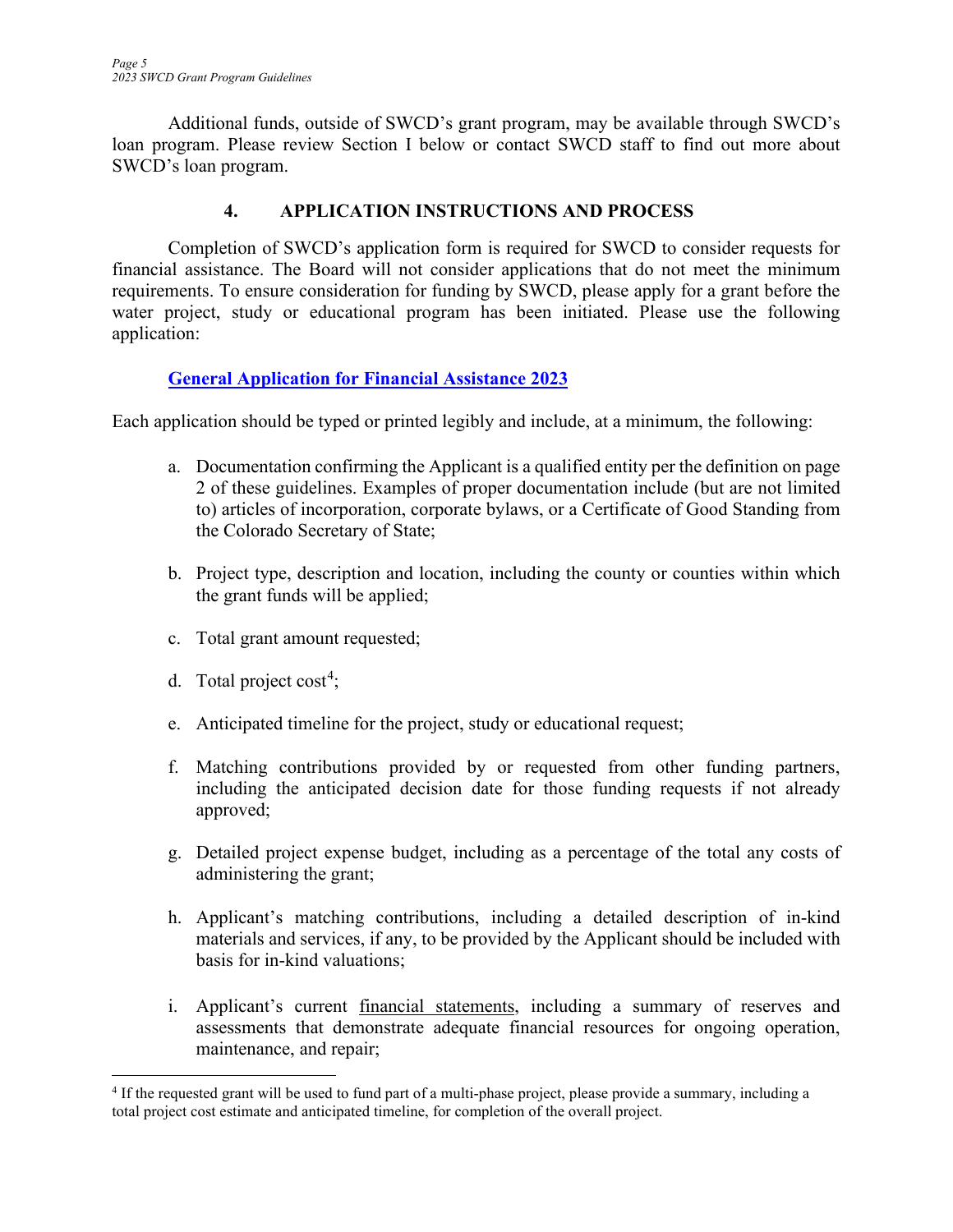Additional funds, outside of SWCD's grant program, may be available through SWCD's loan program. Please review Section I below or contact SWCD staff to find out more about SWCD's loan program.

## 4. APPLICATION INSTRUCTIONS AND PROCESS

Completion of SWCD's application form is required for SWCD to consider requests for financial assistance. The Board will not consider applications that do not meet the minimum requirements. To ensure consideration for funding by SWCD, please apply for a grant before the water project, study or educational program has been initiated. Please use the following application:

**General Application for Financial Assistance 2023**

Each application should be typed or printed legibly and include, at a minimum, the following:

a. Documentation confirming the Applicant is a qualified entity per the definition on page 2 of these guidelines. Examples of proper documentation include (but are not limited to) articles of incorporation, corporate bylaws, or a Certificate of Good Standing from the Colorado Secretary of State;

b. Project type, description and location, including the county or counties within which the grant funds will be applied;

c. Total grant amount requested;

d. Total project cost[4];

e. Anticipated timeline for the project, study or educational request;

f. Matching contributions provided by or requested from other funding partners, including the anticipated decision date for those funding requests if not already approved;

g. Detailed project expense budget, including as a percentage of the total any costs of administering the grant;

h. Applicant's matching contributions, including a detailed description of in-kind materials and services, if any, to be provided by the Applicant should be included with basis for in-kind valuations;

i. Applicant's current financial statements, including a summary of reserves and assessments that demonstrate adequate financial resources for ongoing operation, maintenance, and repair;

---

[4] If the requested grant will be used to fund part of a multi-phase project, please provide a summary, including a total project cost estimate and anticipated timeline, for completion of the overall project.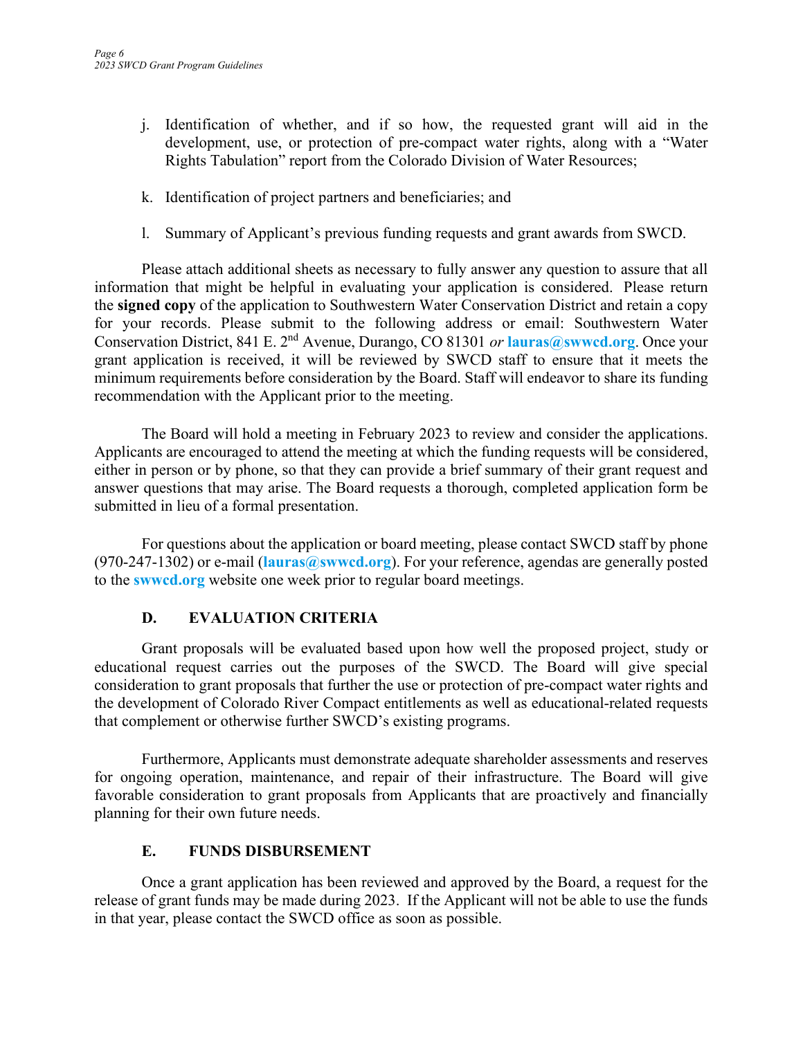j. Identification of whether, and if so how, the requested grant will aid in the development, use, or protection of pre-compact water rights, along with a "Water Rights Tabulation" report from the Colorado Division of Water Resources;

k. Identification of project partners and beneficiaries; and

l. Summary of Applicant's previous funding requests and grant awards from SWCD.

Please attach additional sheets as necessary to fully answer any question to assure that all information that might be helpful in evaluating your application is considered. Please return the **signed copy** of the application to Southwestern Water Conservation District and retain a copy for your records. Please submit to the following address or email: Southwestern Water Conservation District, 841 E. 2nd Avenue, Durango, CO 81301 *or* **lauras@swwcd.org**. Once your grant application is received, it will be reviewed by SWCD staff to ensure that it meets the minimum requirements before consideration by the Board. Staff will endeavor to share its funding recommendation with the Applicant prior to the meeting.

The Board will hold a meeting in February 2023 to review and consider the applications. Applicants are encouraged to attend the meeting at which the funding requests will be considered, either in person or by phone, so that they can provide a brief summary of their grant request and answer questions that may arise. The Board requests a thorough, completed application form be submitted in lieu of a formal presentation.

For questions about the application or board meeting, please contact SWCD staff by phone (970-247-1302) or e-mail (**lauras@swwcd.org**). For your reference, agendas are generally posted to the **swwcd.org** website one week prior to regular board meetings.

## D. EVALUATION CRITERIA

Grant proposals will be evaluated based upon how well the proposed project, study or educational request carries out the purposes of the SWCD. The Board will give special consideration to grant proposals that further the use or protection of pre-compact water rights and the development of Colorado River Compact entitlements as well as educational-related requests that complement or otherwise further SWCD's existing programs.

Furthermore, Applicants must demonstrate adequate shareholder assessments and reserves for ongoing operation, maintenance, and repair of their infrastructure. The Board will give favorable consideration to grant proposals from Applicants that are proactively and financially planning for their own future needs.

## E. FUNDS DISBURSEMENT

Once a grant application has been reviewed and approved by the Board, a request for the release of grant funds may be made during 2023. If the Applicant will not be able to use the funds in that year, please contact the SWCD office as soon as possible.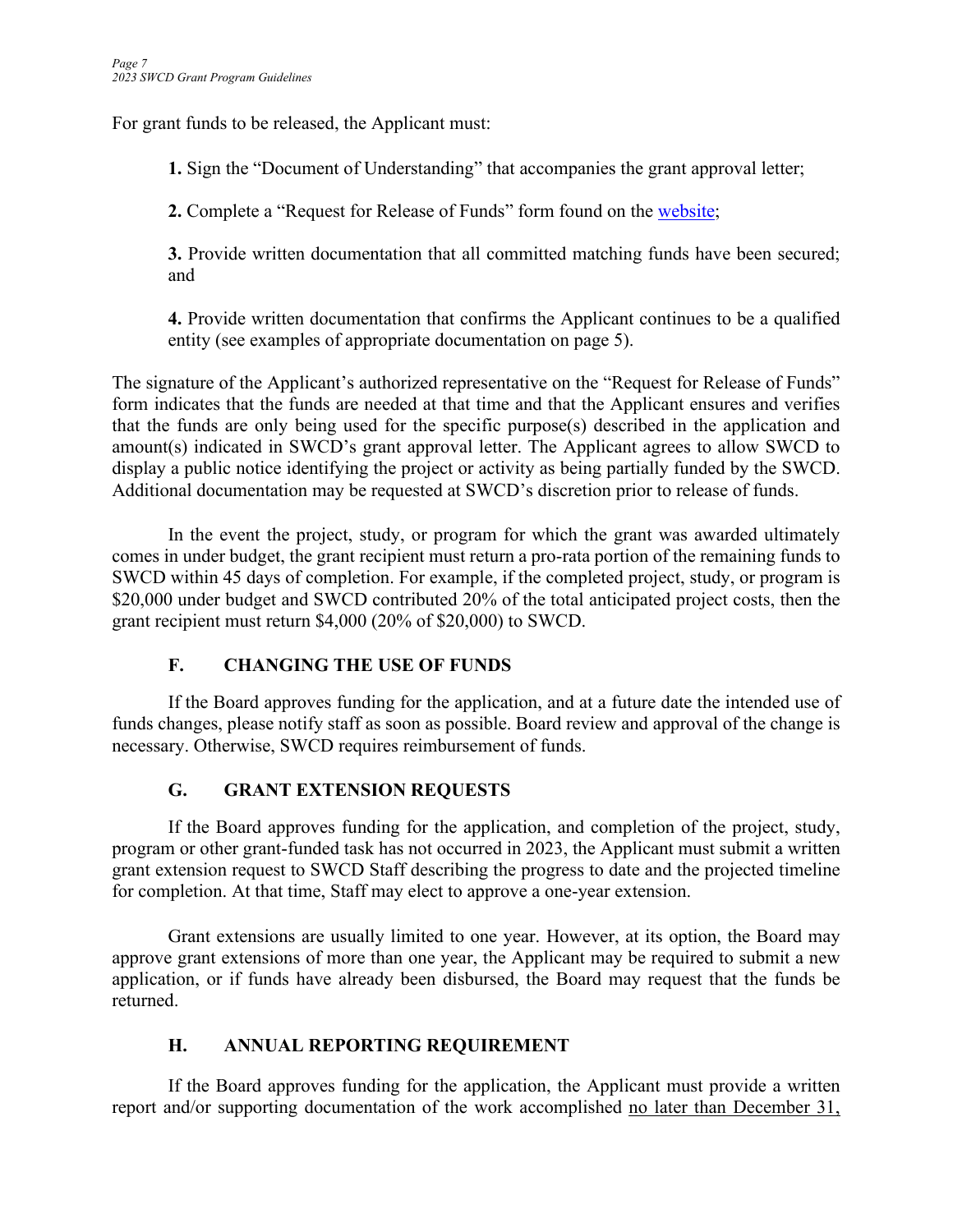For grant funds to be released, the Applicant must:

**1.** Sign the "Document of Understanding" that accompanies the grant approval letter;

**2.** Complete a "Request for Release of Funds" form found on the website;

**3.** Provide written documentation that all committed matching funds have been secured; and

**4.** Provide written documentation that confirms the Applicant continues to be a qualified entity (see examples of appropriate documentation on page 5).

The signature of the Applicant's authorized representative on the "Request for Release of Funds" form indicates that the funds are needed at that time and that the Applicant ensures and verifies that the funds are only being used for the specific purpose(s) described in the application and amount(s) indicated in SWCD's grant approval letter. The Applicant agrees to allow SWCD to display a public notice identifying the project or activity as being partially funded by the SWCD. Additional documentation may be requested at SWCD's discretion prior to release of funds.

In the event the project, study, or program for which the grant was awarded ultimately comes in under budget, the grant recipient must return a pro-rata portion of the remaining funds to SWCD within 45 days of completion. For example, if the completed project, study, or program is $20,000 under budget and SWCD contributed 20% of the total anticipated project costs, then the grant recipient must return $4,000 (20% of $20,000) to SWCD.

### F. CHANGING THE USE OF FUNDS

If the Board approves funding for the application, and at a future date the intended use of funds changes, please notify staff as soon as possible. Board review and approval of the change is necessary. Otherwise, SWCD requires reimbursement of funds.

### G. GRANT EXTENSION REQUESTS

If the Board approves funding for the application, and completion of the project, study, program or other grant-funded task has not occurred in 2023, the Applicant must submit a written grant extension request to SWCD Staff describing the progress to date and the projected timeline for completion. At that time, Staff may elect to approve a one-year extension.

Grant extensions are usually limited to one year. However, at its option, the Board may approve grant extensions of more than one year, the Applicant may be required to submit a new application, or if funds have already been disbursed, the Board may request that the funds be returned.

### H. ANNUAL REPORTING REQUIREMENT

If the Board approves funding for the application, the Applicant must provide a written report and/or supporting documentation of the work accomplished no later than December 31,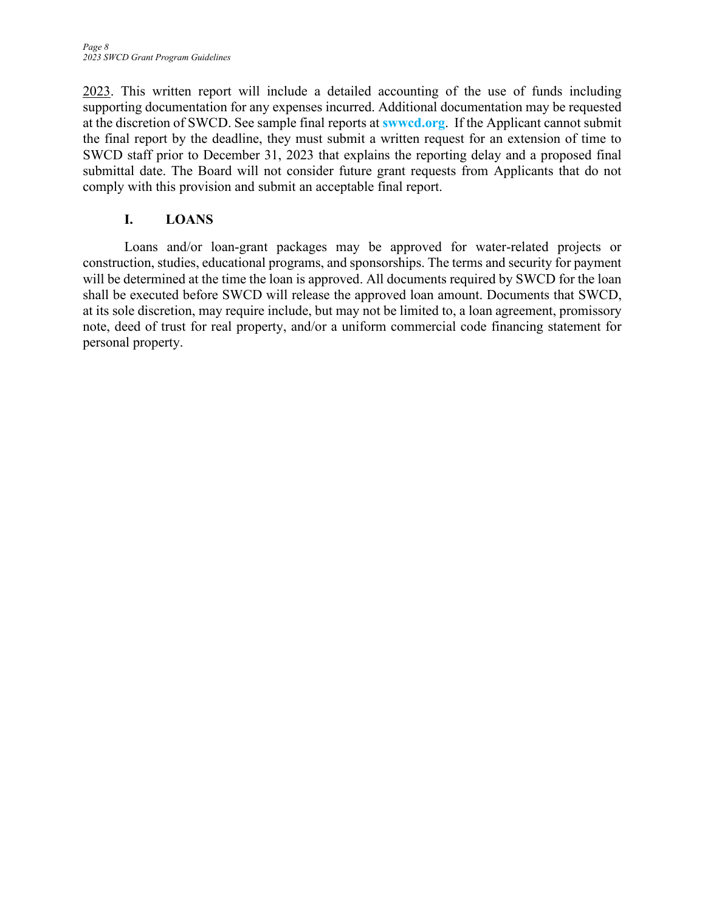2023. This written report will include a detailed accounting of the use of funds including supporting documentation for any expenses incurred. Additional documentation may be requested at the discretion of SWCD. See sample final reports at **swwcd.org**. If the Applicant cannot submit the final report by the deadline, they must submit a written request for an extension of time to SWCD staff prior to December 31, 2023 that explains the reporting delay and a proposed final submittal date. The Board will not consider future grant requests from Applicants that do not comply with this provision and submit an acceptable final report.

## I. LOANS

Loans and/or loan-grant packages may be approved for water-related projects or construction, studies, educational programs, and sponsorships. The terms and security for payment will be determined at the time the loan is approved. All documents required by SWCD for the loan shall be executed before SWCD will release the approved loan amount. Documents that SWCD, at its sole discretion, may require include, but may not be limited to, a loan agreement, promissory note, deed of trust for real property, and/or a uniform commercial code financing statement for personal property.